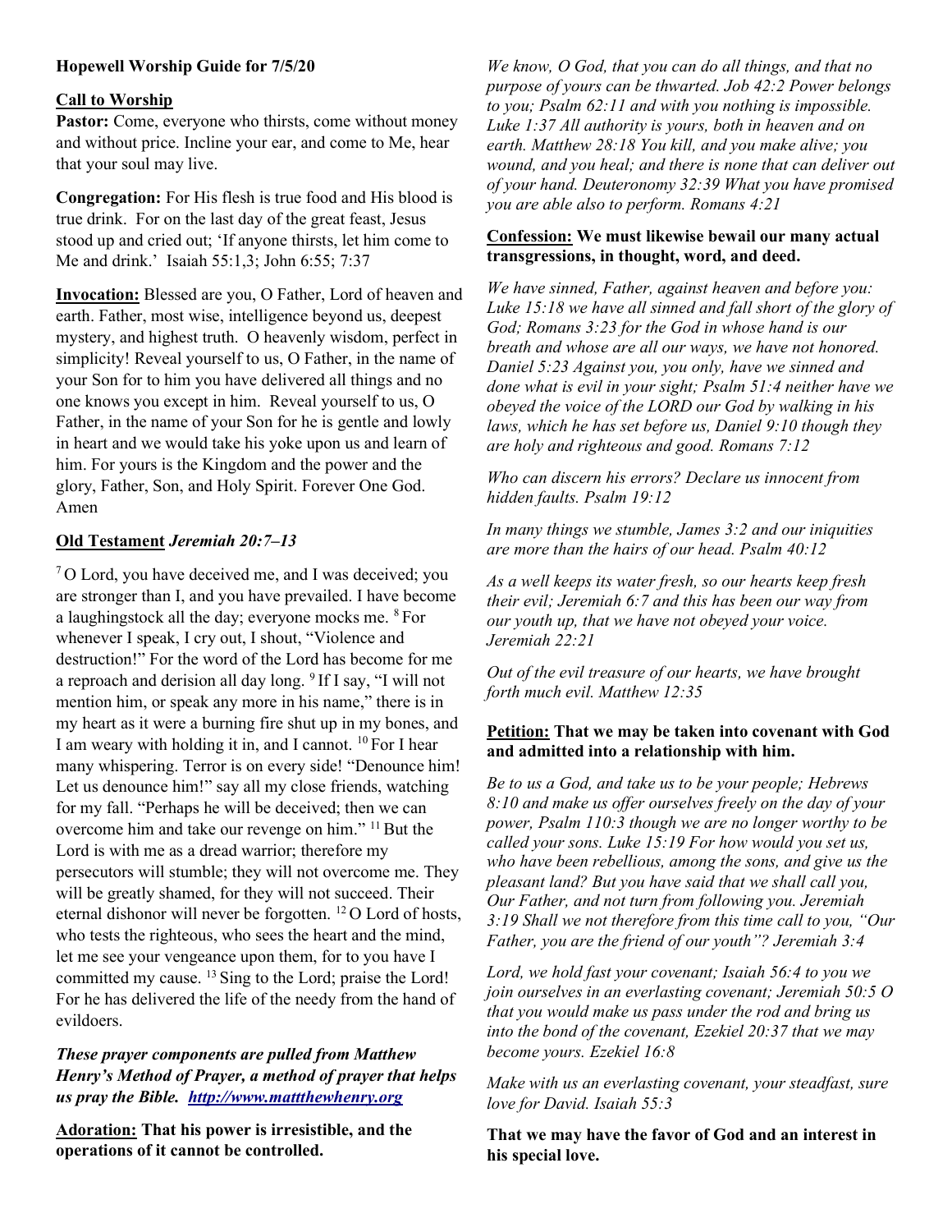**Hopewell Worship Guide for 7/5/20**

**Call to Worship**

**Pastor:** Come, everyone who thirsts, come without money and without price. Incline your ear, and come to Me, hear that your soul may live.

**Congregation:** For His flesh is true food and His blood is true drink. For on the last day of the great feast, Jesus stood up and cried out; 'If anyone thirsts, let him come to Me and drink.' Isaiah 55:1,3; John 6:55; 7:37

**Invocation:** Blessed are you, O Father, Lord of heaven and earth. Father, most wise, intelligence beyond us, deepest mystery, and highest truth. O heavenly wisdom, perfect in simplicity! Reveal yourself to us, O Father, in the name of your Son for to him you have delivered all things and no one knows you except in him. Reveal yourself to us, O Father, in the name of your Son for he is gentle and lowly in heart and we would take his yoke upon us and learn of him. For yours is the Kingdom and the power and the glory, Father, Son, and Holy Spirit. Forever One God. Amen

**Old Testament** ***Jeremiah 20:7–13***

[7] O Lord, you have deceived me, and I was deceived; you are stronger than I, and you have prevailed. I have become a laughingstock all the day; everyone mocks me. [8] For whenever I speak, I cry out, I shout, "Violence and destruction!" For the word of the Lord has become for me a reproach and derision all day long. [9] If I say, "I will not mention him, or speak any more in his name," there is in my heart as it were a burning fire shut up in my bones, and I am weary with holding it in, and I cannot. [10] For I hear many whispering. Terror is on every side! "Denounce him! Let us denounce him!" say all my close friends, watching for my fall. "Perhaps he will be deceived; then we can overcome him and take our revenge on him." [11] But the Lord is with me as a dread warrior; therefore my persecutors will stumble; they will not overcome me. They will be greatly shamed, for they will not succeed. Their eternal dishonor will never be forgotten. [12] O Lord of hosts, who tests the righteous, who sees the heart and the mind, let me see your vengeance upon them, for to you have I committed my cause. [13] Sing to the Lord; praise the Lord! For he has delivered the life of the needy from the hand of evildoers.

***These prayer components are pulled from Matthew Henry's Method of Prayer, a method of prayer that helps us pray the Bible. http://www.mattthewhenry.org***

**Adoration: That his power is irresistible, and the operations of it cannot be controlled.**

*We know, O God, that you can do all things, and that no purpose of yours can be thwarted. Job 42:2 Power belongs to you; Psalm 62:11 and with you nothing is impossible. Luke 1:37 All authority is yours, both in heaven and on earth. Matthew 28:18 You kill, and you make alive; you wound, and you heal; and there is none that can deliver out of your hand. Deuteronomy 32:39 What you have promised you are able also to perform. Romans 4:21*

**Confession: We must likewise bewail our many actual transgressions, in thought, word, and deed.**

*We have sinned, Father, against heaven and before you: Luke 15:18 we have all sinned and fall short of the glory of God; Romans 3:23 for the God in whose hand is our breath and whose are all our ways, we have not honored. Daniel 5:23 Against you, you only, have we sinned and done what is evil in your sight; Psalm 51:4 neither have we obeyed the voice of the LORD our God by walking in his laws, which he has set before us, Daniel 9:10 though they are holy and righteous and good. Romans 7:12*

*Who can discern his errors? Declare us innocent from hidden faults. Psalm 19:12*

*In many things we stumble, James 3:2 and our iniquities are more than the hairs of our head. Psalm 40:12*

*As a well keeps its water fresh, so our hearts keep fresh their evil; Jeremiah 6:7 and this has been our way from our youth up, that we have not obeyed your voice. Jeremiah 22:21*

*Out of the evil treasure of our hearts, we have brought forth much evil. Matthew 12:35*

**Petition: That we may be taken into covenant with God and admitted into a relationship with him.**

*Be to us a God, and take us to be your people; Hebrews 8:10 and make us offer ourselves freely on the day of your power, Psalm 110:3 though we are no longer worthy to be called your sons. Luke 15:19 For how would you set us, who have been rebellious, among the sons, and give us the pleasant land? But you have said that we shall call you, Our Father, and not turn from following you. Jeremiah 3:19 Shall we not therefore from this time call to you, "Our Father, you are the friend of our youth"? Jeremiah 3:4*

*Lord, we hold fast your covenant; Isaiah 56:4 to you we join ourselves in an everlasting covenant; Jeremiah 50:5 O that you would make us pass under the rod and bring us into the bond of the covenant, Ezekiel 20:37 that we may become yours. Ezekiel 16:8*

*Make with us an everlasting covenant, your steadfast, sure love for David. Isaiah 55:3*

**That we may have the favor of God and an interest in his special love.**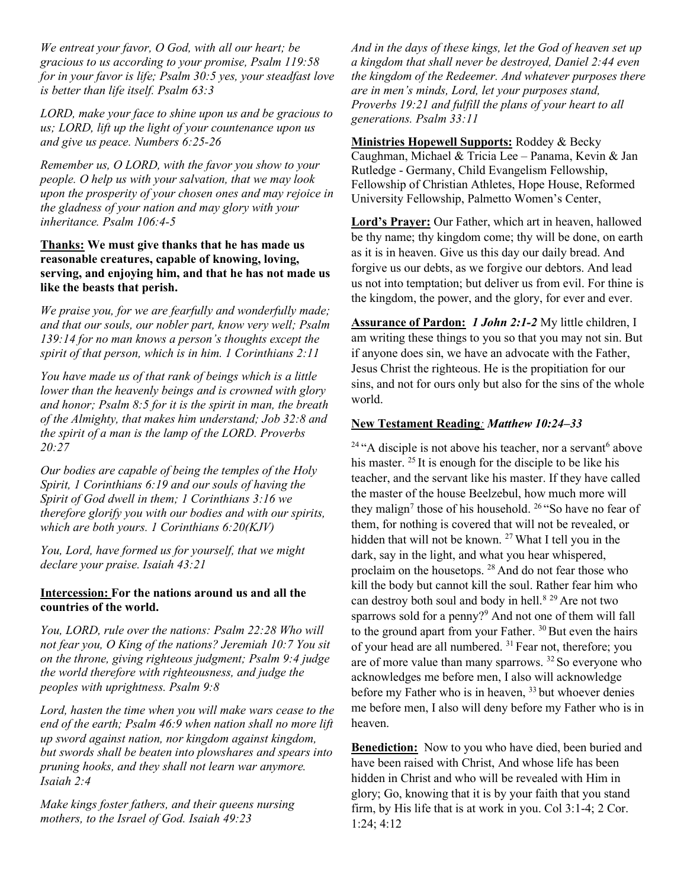*We entreat your favor, O God, with all our heart; be gracious to us according to your promise, Psalm 119:58 for in your favor is life; Psalm 30:5 yes, your steadfast love is better than life itself. Psalm 63:3*

*LORD, make your face to shine upon us and be gracious to us; LORD, lift up the light of your countenance upon us and give us peace. Numbers 6:25-26*

*Remember us, O LORD, with the favor you show to your people. O help us with your salvation, that we may look upon the prosperity of your chosen ones and may rejoice in the gladness of your nation and may glory with your inheritance. Psalm 106:4-5*

**Thanks: We must give thanks that he has made us reasonable creatures, capable of knowing, loving, serving, and enjoying him, and that he has not made us like the beasts that perish.**

*We praise you, for we are fearfully and wonderfully made; and that our souls, our nobler part, know very well; Psalm 139:14 for no man knows a person's thoughts except the spirit of that person, which is in him. 1 Corinthians 2:11*

*You have made us of that rank of beings which is a little lower than the heavenly beings and is crowned with glory and honor; Psalm 8:5 for it is the spirit in man, the breath of the Almighty, that makes him understand; Job 32:8 and the spirit of a man is the lamp of the LORD. Proverbs 20:27*

*Our bodies are capable of being the temples of the Holy Spirit, 1 Corinthians 6:19 and our souls of having the Spirit of God dwell in them; 1 Corinthians 3:16 we therefore glorify you with our bodies and with our spirits, which are both yours. 1 Corinthians 6:20(KJV)*

*You, Lord, have formed us for yourself, that we might declare your praise. Isaiah 43:21*

**Intercession: For the nations around us and all the countries of the world.**

*You, LORD, rule over the nations: Psalm 22:28 Who will not fear you, O King of the nations? Jeremiah 10:7 You sit on the throne, giving righteous judgment; Psalm 9:4 judge the world therefore with righteousness, and judge the peoples with uprightness. Psalm 9:8*

*Lord, hasten the time when you will make wars cease to the end of the earth; Psalm 46:9 when nation shall no more lift up sword against nation, nor kingdom against kingdom, but swords shall be beaten into plowshares and spears into pruning hooks, and they shall not learn war anymore. Isaiah 2:4*

*Make kings foster fathers, and their queens nursing mothers, to the Israel of God. Isaiah 49:23*

*And in the days of these kings, let the God of heaven set up a kingdom that shall never be destroyed, Daniel 2:44 even the kingdom of the Redeemer. And whatever purposes there are in men's minds, Lord, let your purposes stand, Proverbs 19:21 and fulfill the plans of your heart to all generations. Psalm 33:11*

**Ministries Hopewell Supports:** Roddey & Becky Caughman, Michael & Tricia Lee – Panama, Kevin & Jan Rutledge - Germany, Child Evangelism Fellowship, Fellowship of Christian Athletes, Hope House, Reformed University Fellowship, Palmetto Women's Center,

**Lord's Prayer:** Our Father, which art in heaven, hallowed be thy name; thy kingdom come; thy will be done, on earth as it is in heaven. Give us this day our daily bread. And forgive us our debts, as we forgive our debtors. And lead us not into temptation; but deliver us from evil. For thine is the kingdom, the power, and the glory, for ever and ever.

**Assurance of Pardon:** ***1 John 2:1-2*** My little children, I am writing these things to you so that you may not sin. But if anyone does sin, we have an advocate with the Father, Jesus Christ the righteous. He is the propitiation for our sins, and not for ours only but also for the sins of the whole world.

**New Testament Reading*: Matthew 10:24–33***

[24] "A disciple is not above his teacher, nor a servant[6] above his master. [25] It is enough for the disciple to be like his teacher, and the servant like his master. If they have called the master of the house Beelzebul, how much more will they malign[7] those of his household. [26] "So have no fear of them, for nothing is covered that will not be revealed, or hidden that will not be known. [27] What I tell you in the dark, say in the light, and what you hear whispered, proclaim on the housetops. [28] And do not fear those who kill the body but cannot kill the soul. Rather fear him who can destroy both soul and body in hell.[8] [29] Are not two sparrows sold for a penny?[9] And not one of them will fall to the ground apart from your Father. [30] But even the hairs of your head are all numbered. [31] Fear not, therefore; you are of more value than many sparrows. [32] So everyone who acknowledges me before men, I also will acknowledge before my Father who is in heaven, [33] but whoever denies me before men, I also will deny before my Father who is in heaven.

**Benediction:** Now to you who have died, been buried and have been raised with Christ, And whose life has been hidden in Christ and who will be revealed with Him in glory; Go, knowing that it is by your faith that you stand firm, by His life that is at work in you. Col 3:1-4; 2 Cor. 1:24; 4:12